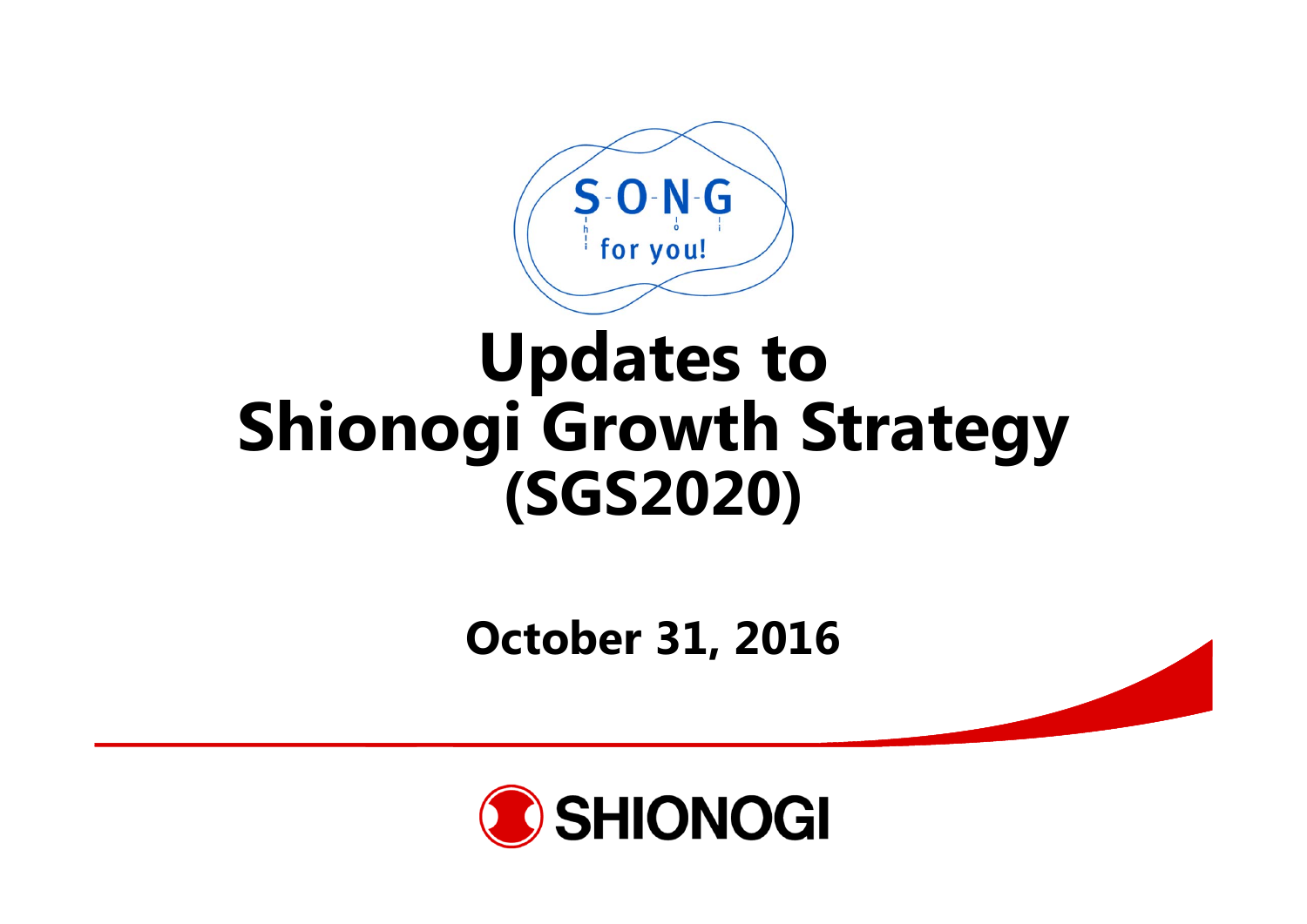S-O-N-G for you!

# Updates to Shionogi Growth Strategy (SGS2020)

**October 31, 2016**

SHIONOGI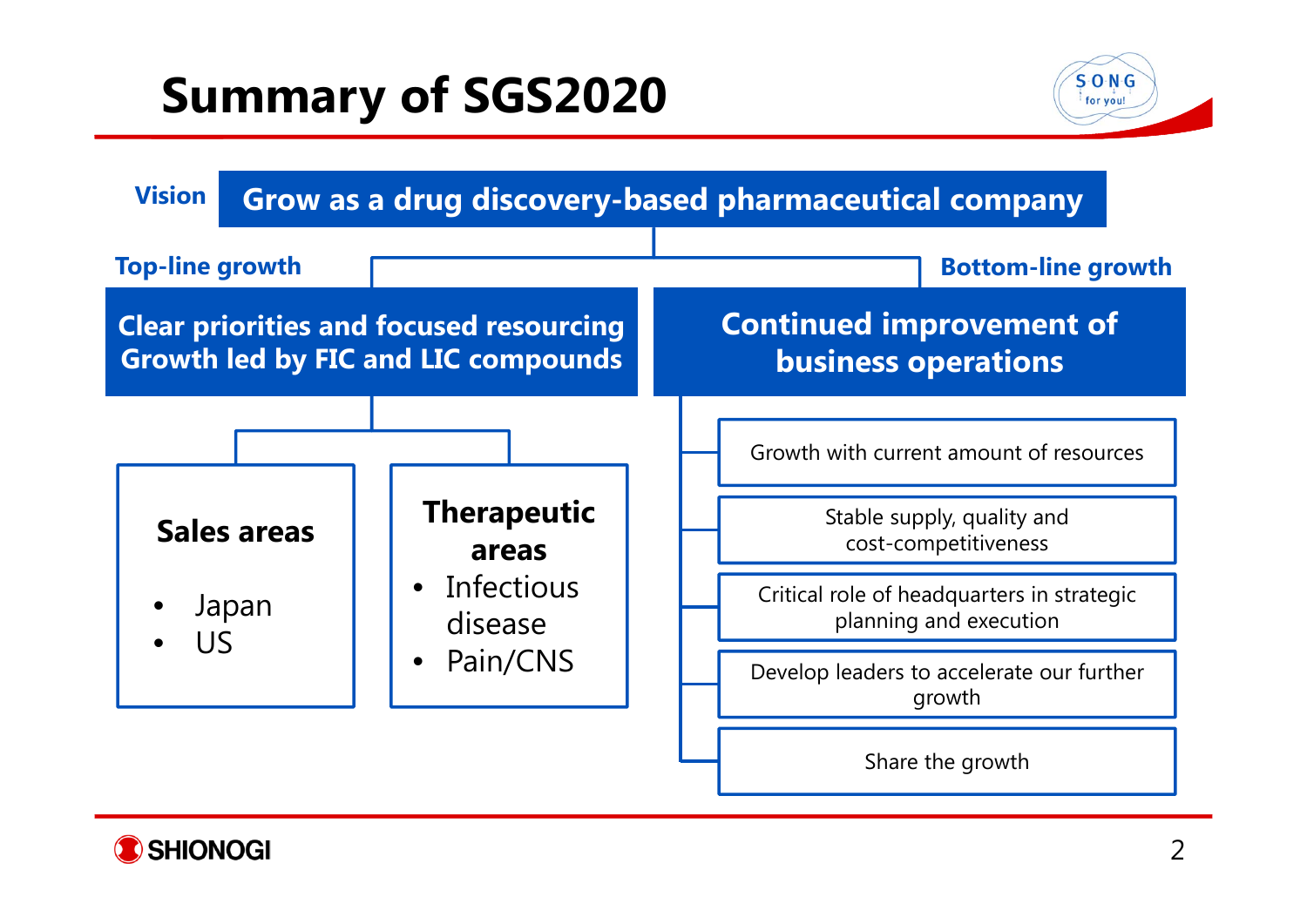# Summary of SGS2020

**Vision**: Grow as a drug discovery-based pharmaceutical company

## Top-line growth

**Clear priorities and focused resourcing**
**Growth led by FIC and LIC compounds**

**Sales areas**

- Japan
- US

**Therapeutic areas**

- Infectious disease
- Pain/CNS

## Bottom-line growth

**Continued improvement of business operations**

- Growth with current amount of resources
- Stable supply, quality and cost-competitiveness
- Critical role of headquarters in strategic planning and execution
- Develop leaders to accelerate our further growth
- Share the growth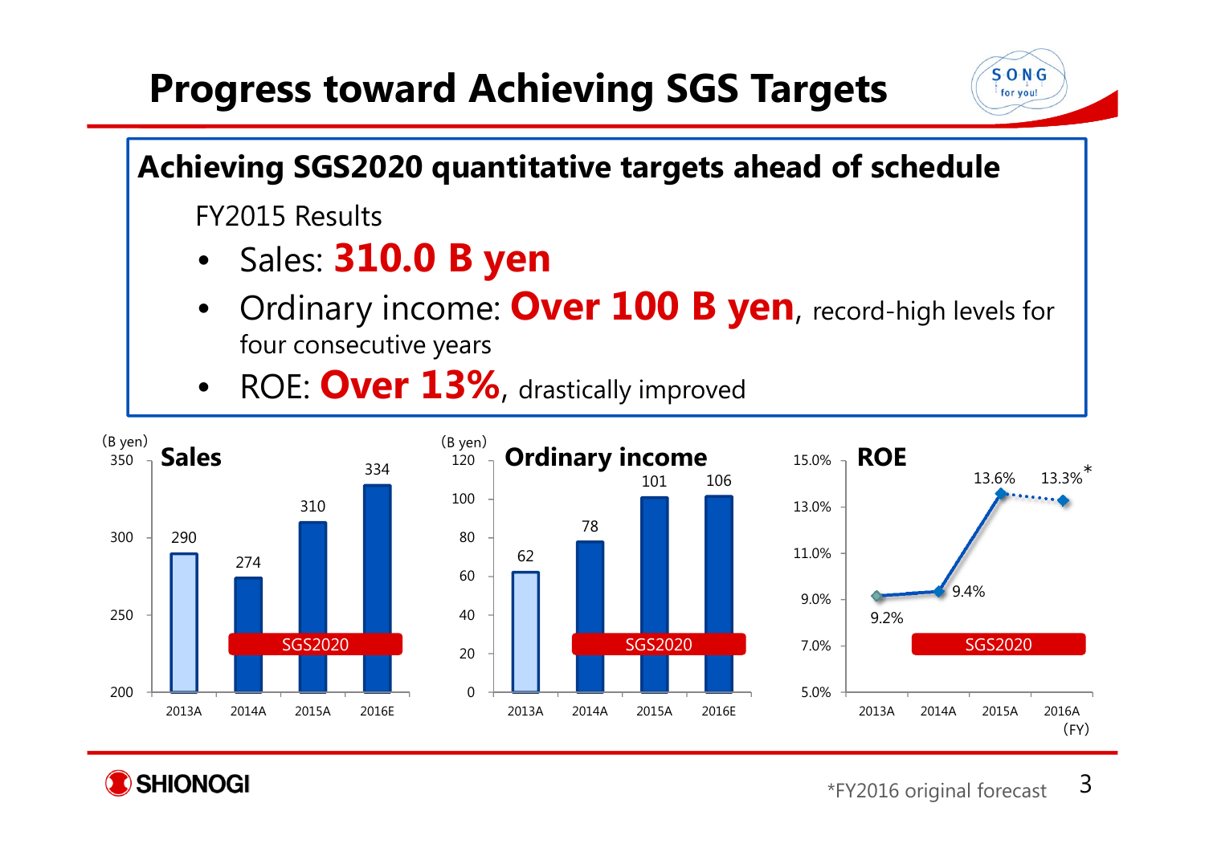# Progress toward Achieving SGS Targets

## Achieving SGS2020 quantitative targets ahead of schedule

FY2015 Results

- Sales: **310.0 B yen**
- Ordinary income: **Over 100 B yen**, record-high levels for four consecutive years
- ROE: **Over 13%**, drastically improved

**Sales** (B yen)

| FY | 2013A | 2014A | 2015A | 2016E |
|---|---|---|---|---|
| Sales | 290 | 274 | 310 | 334 |

**Ordinary income** (B yen)

| FY | 2013A | 2014A | 2015A | 2016E |
|---|---|---|---|---|
| Ordinary income | 62 | 78 | 101 | 106 |

**ROE**

| FY | 2013A | 2014A | 2015A | 2016A |
|---|---|---|---|---|
| ROE | 9.2% | 9.4% | 13.6% | 13.3%* |

SGS2020 period: 2014–2016

*FY2016 original forecast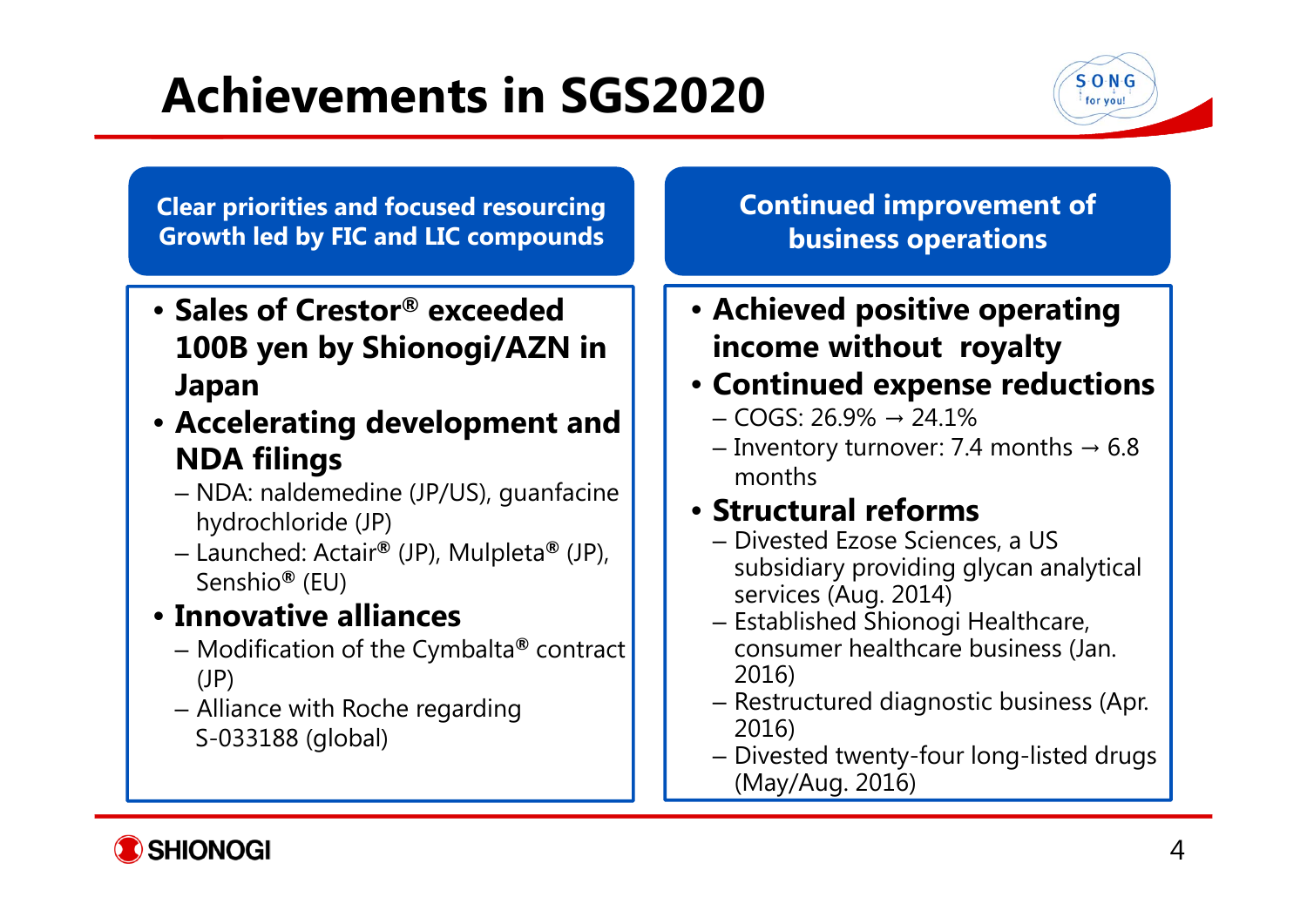# Achievements in SGS2020

## Clear priorities and focused resourcing Growth led by FIC and LIC compounds

- **Sales of Crestor® exceeded 100B yen by Shionogi/AZN in Japan**
- **Accelerating development and NDA filings**
  - NDA: naldemedine (JP/US), guanfacine hydrochloride (JP)
  - Launched: Actair® (JP), Mulpleta® (JP), Senshio® (EU)
- **Innovative alliances**
  - Modification of the Cymbalta® contract (JP)
  - Alliance with Roche regarding S-033188 (global)

## Continued improvement of business operations

- **Achieved positive operating income without royalty**
- **Continued expense reductions**
  - COGS: 26.9% → 24.1%
  - Inventory turnover: 7.4 months → 6.8 months
- **Structural reforms**
  - Divested Ezose Sciences, a US subsidiary providing glycan analytical services (Aug. 2014)
  - Established Shionogi Healthcare, consumer healthcare business (Jan. 2016)
  - Restructured diagnostic business (Apr. 2016)
  - Divested twenty-four long-listed drugs (May/Aug. 2016)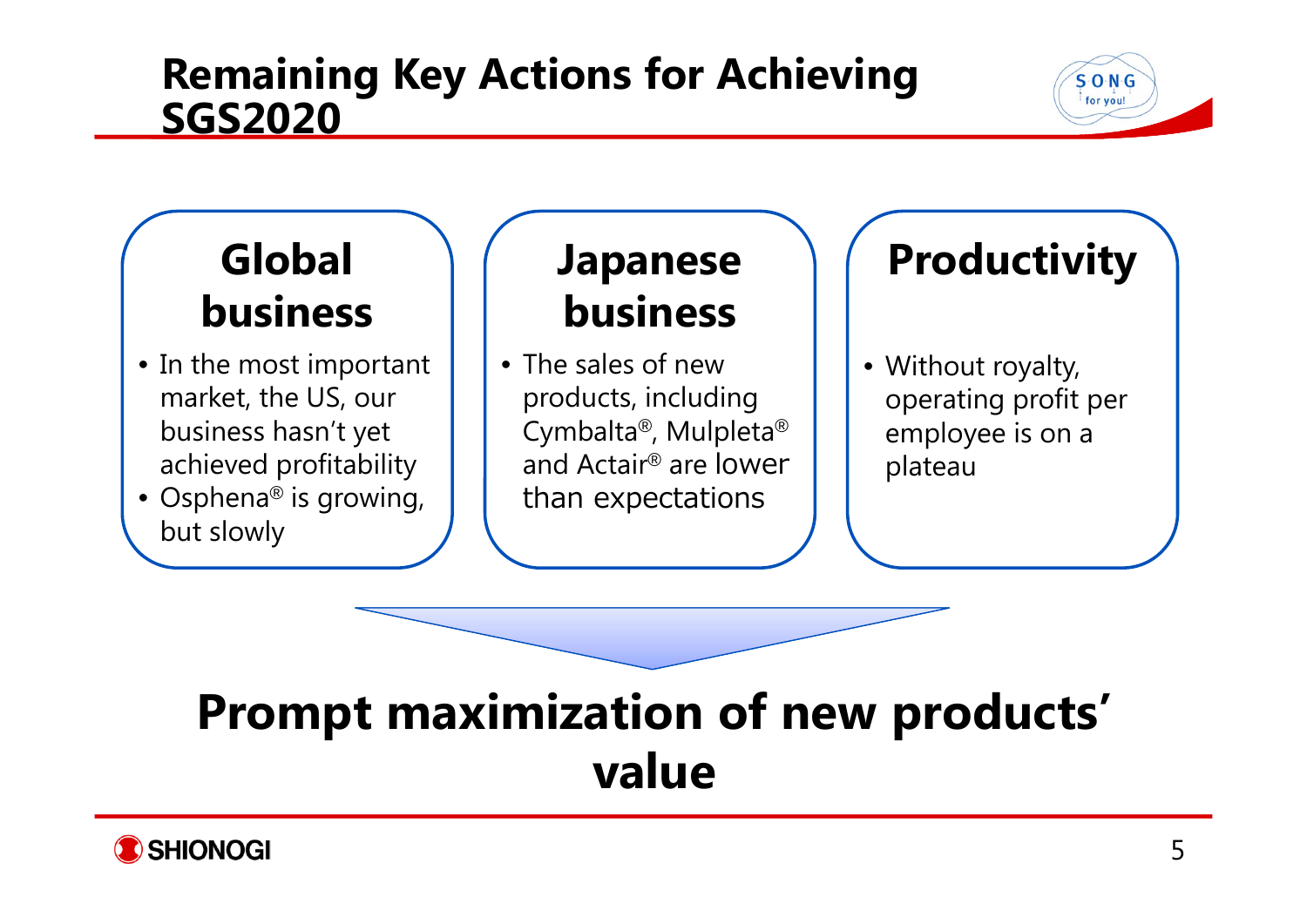# Remaining Key Actions for Achieving SGS2020

## Global business

- In the most important market, the US, our business hasn't yet achieved profitability
- Osphena® is growing, but slowly

## Japanese business

- The sales of new products, including Cymbalta®, Mulpleta® and Actair® are lower than expectations

## Productivity

- Without royalty, operating profit per employee is on a plateau

## Prompt maximization of new products' value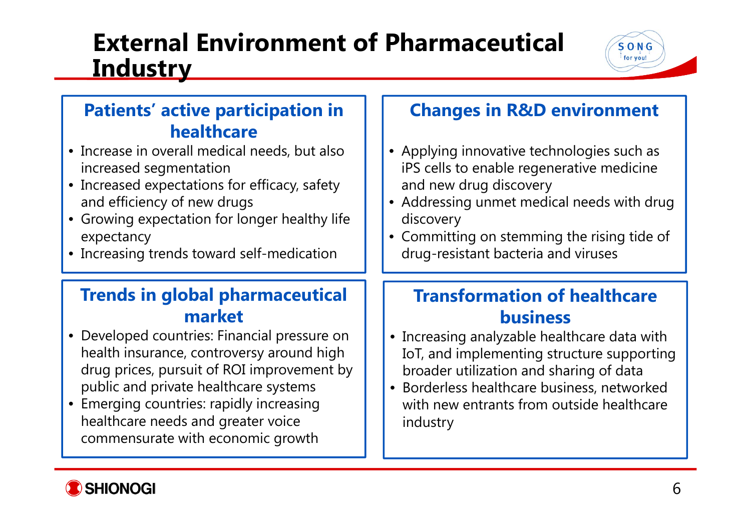# External Environment of Pharmaceutical Industry

## Patients' active participation in healthcare

- Increase in overall medical needs, but also increased segmentation
- Increased expectations for efficacy, safety and efficiency of new drugs
- Growing expectation for longer healthy life expectancy
- Increasing trends toward self-medication

## Changes in R&D environment

- Applying innovative technologies such as iPS cells to enable regenerative medicine and new drug discovery
- Addressing unmet medical needs with drug discovery
- Committing on stemming the rising tide of drug-resistant bacteria and viruses

## Trends in global pharmaceutical market

- Developed countries: Financial pressure on health insurance, controversy around high drug prices, pursuit of ROI improvement by public and private healthcare systems
- Emerging countries: rapidly increasing healthcare needs and greater voice commensurate with economic growth

## Transformation of healthcare business

- Increasing analyzable healthcare data with IoT, and implementing structure supporting broader utilization and sharing of data
- Borderless healthcare business, networked with new entrants from outside healthcare industry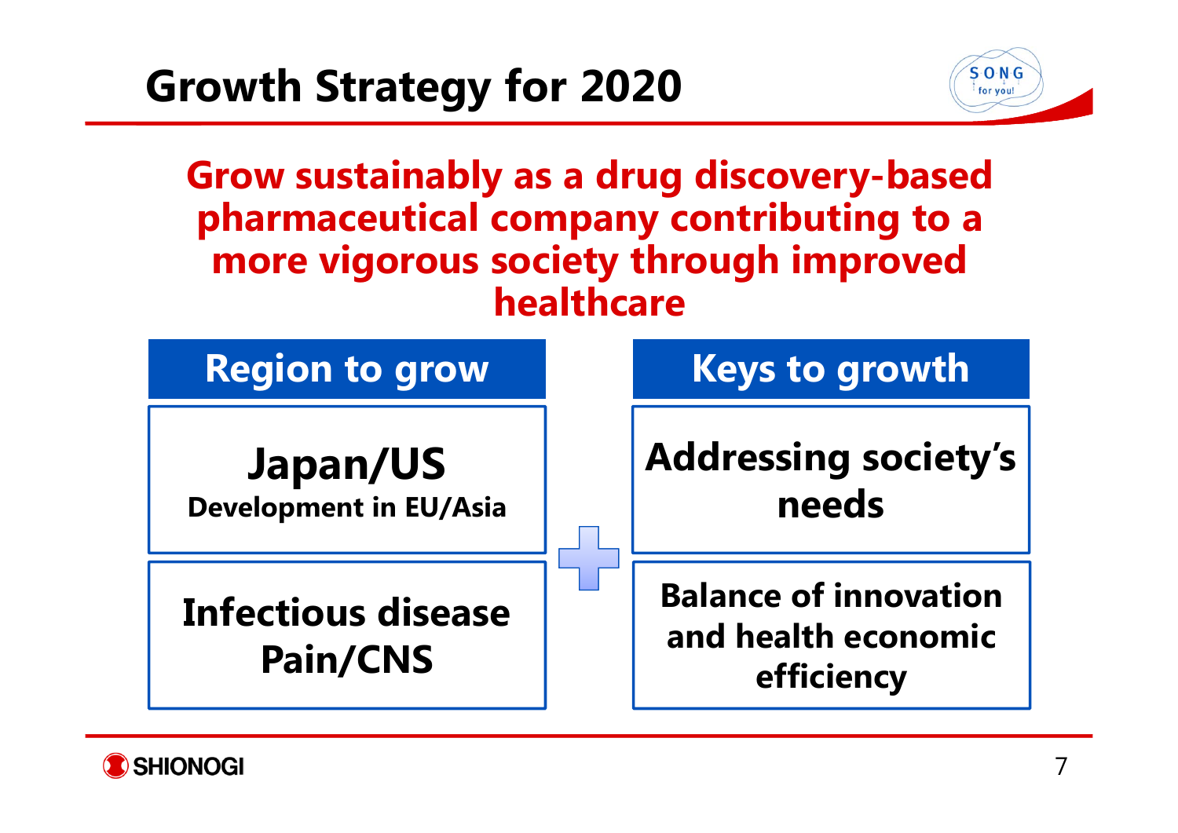# Growth Strategy for 2020

**Grow sustainably as a drug discovery-based pharmaceutical company contributing to a more vigorous society through improved healthcare**

| Region to grow | | Keys to growth |
|---|---|---|
| **Japan/US**<br>Development in EU/Asia | + | **Addressing society's needs** |
| **Infectious disease**<br>**Pain/CNS** | | **Balance of innovation and health economic efficiency** |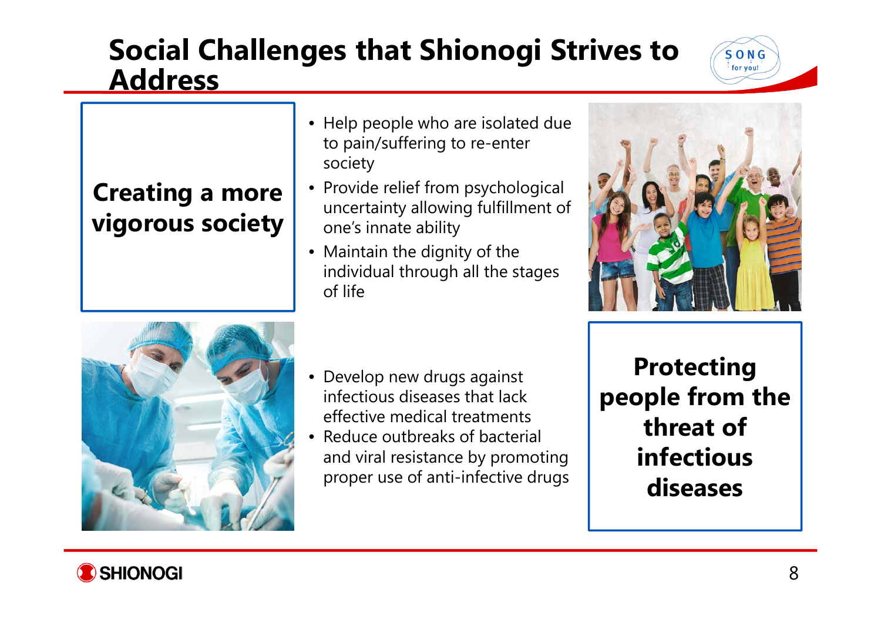# Social Challenges that Shionogi Strives to Address

## Creating a more vigorous society

- Help people who are isolated due to pain/suffering to re-enter society
- Provide relief from psychological uncertainty allowing fulfillment of one's innate ability
- Maintain the dignity of the individual through all the stages of life

## Protecting people from the threat of infectious diseases

- Develop new drugs against infectious diseases that lack effective medical treatments
- Reduce outbreaks of bacterial and viral resistance by promoting proper use of anti-infective drugs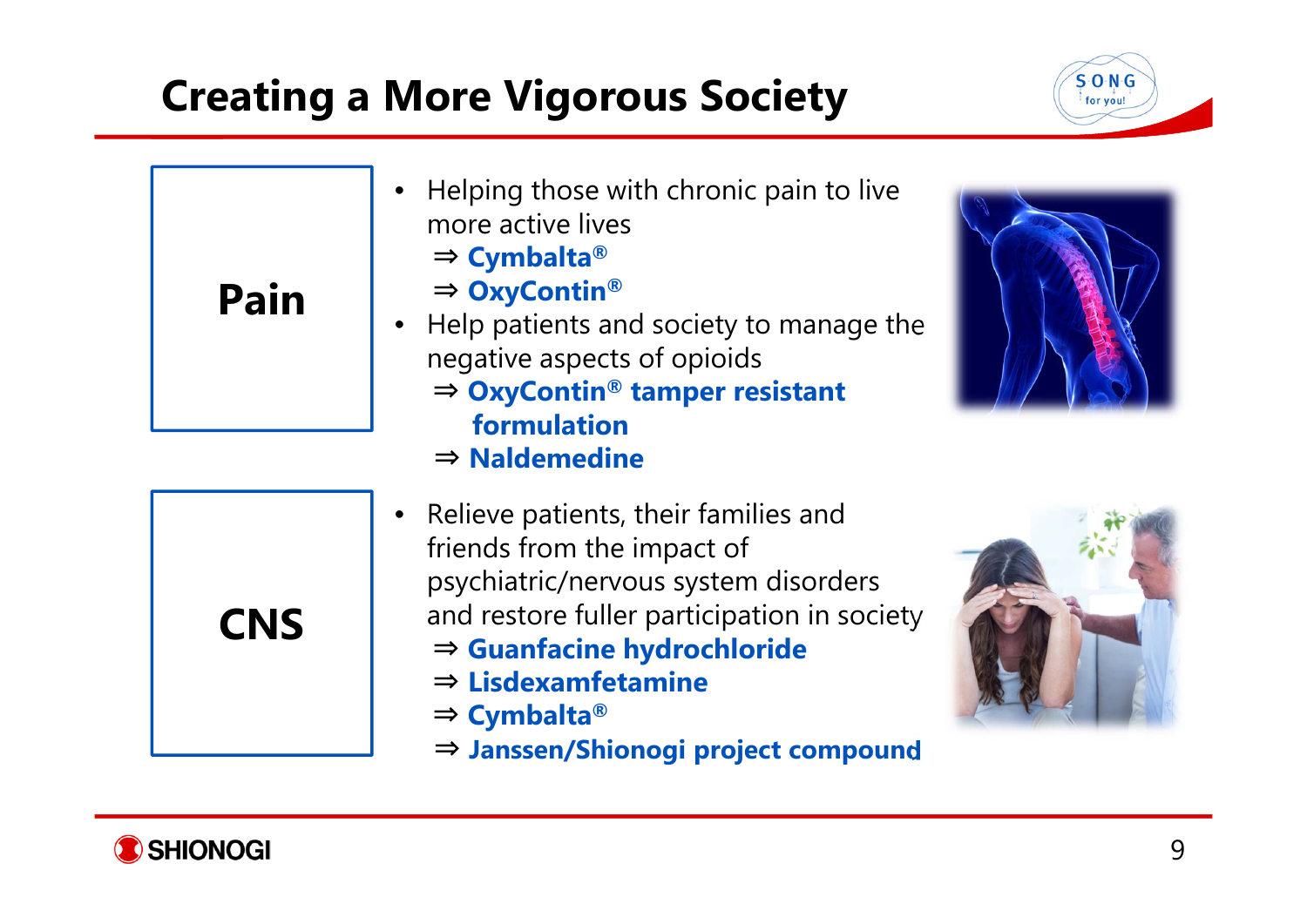# Creating a More Vigorous Society

## Pain

- Helping those with chronic pain to live more active lives
  - ⇒ **Cymbalta®**
  - ⇒ **OxyContin®**
- Help patients and society to manage the negative aspects of opioids
  - ⇒ **OxyContin® tamper resistant formulation**
  - ⇒ **Naldemedine**

## CNS

- Relieve patients, their families and friends from the impact of psychiatric/nervous system disorders and restore fuller participation in society
  - ⇒ **Guanfacine hydrochloride**
  - ⇒ **Lisdexamfetamine**
  - ⇒ **Cymbalta®**
  - ⇒ **Janssen/Shionogi project compound**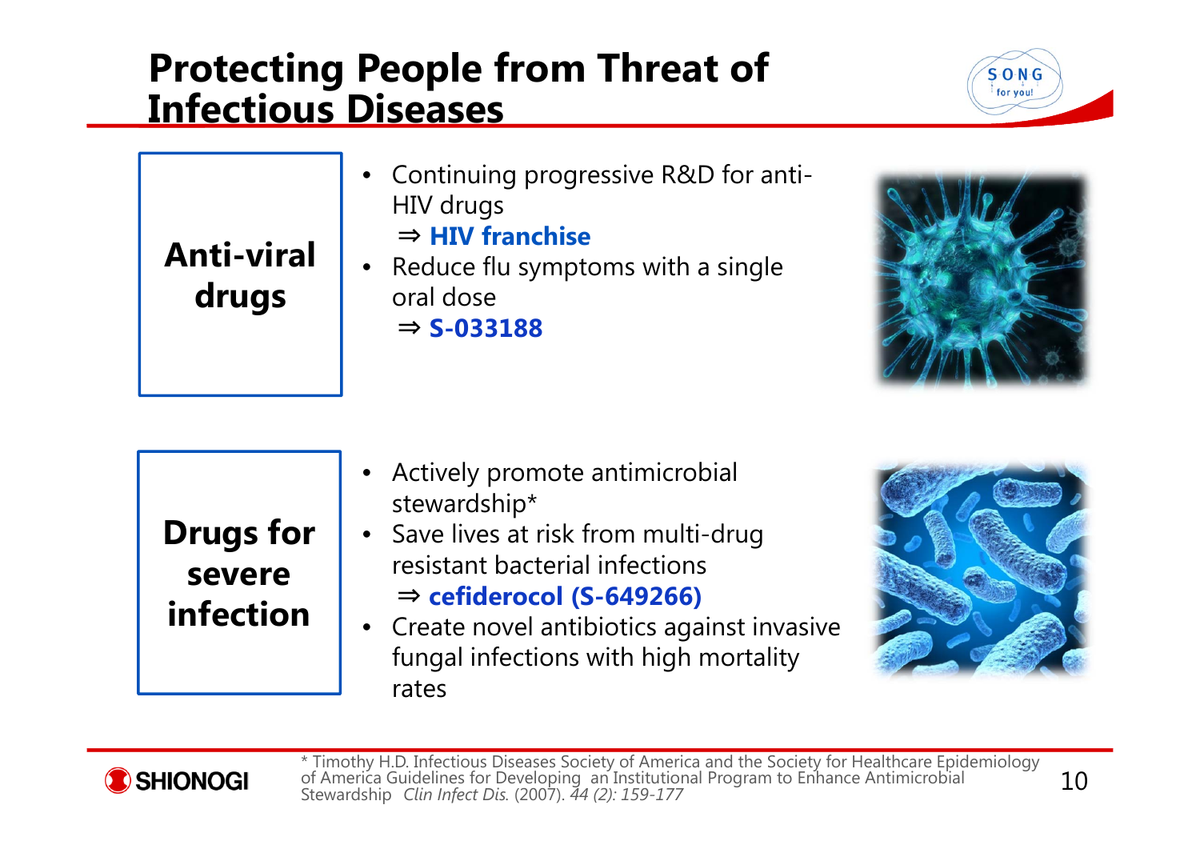# Protecting People from Threat of Infectious Diseases

## Anti-viral drugs

- Continuing progressive R&D for anti-HIV drugs
  ⇒ **HIV franchise**
- Reduce flu symptoms with a single oral dose
  ⇒ **S-033188**

## Drugs for severe infection

- Actively promote antimicrobial stewardship*
- Save lives at risk from multi-drug resistant bacterial infections
  ⇒ **cefiderocol (S-649266)**
- Create novel antibiotics against invasive fungal infections with high mortality rates

\* Timothy H.D. Infectious Diseases Society of America and the Society for Healthcare Epidemiology of America Guidelines for Developing an Institutional Program to Enhance Antimicrobial Stewardship *Clin Infect Dis.* (2007). *44 (2): 159-177*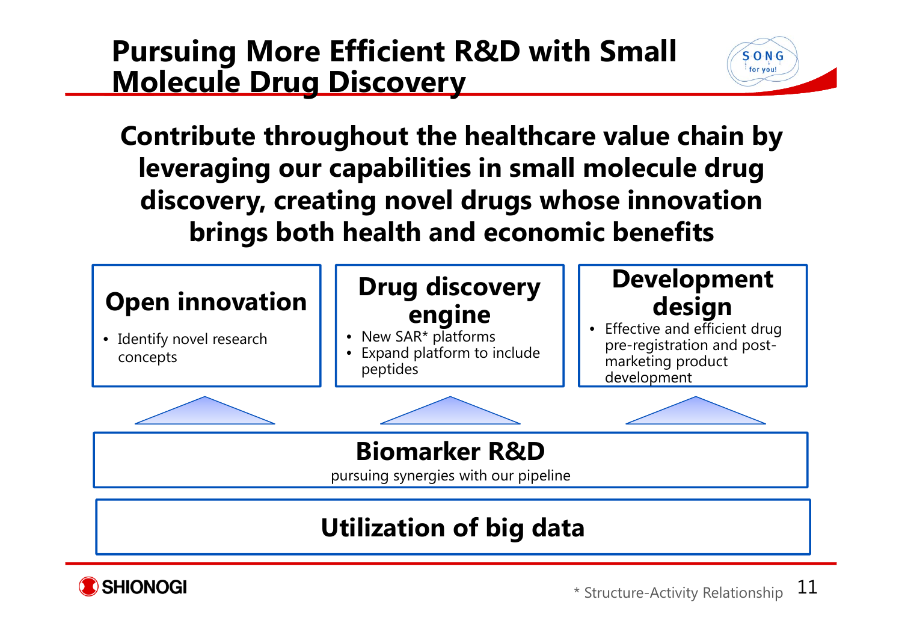# Pursuing More Efficient R&D with Small Molecule Drug Discovery

**Contribute throughout the healthcare value chain by leveraging our capabilities in small molecule drug discovery, creating novel drugs whose innovation brings both health and economic benefits**

### Open innovation

- Identify novel research concepts

### Drug discovery engine

- New SAR* platforms
- Expand platform to include peptides

### Development design

- Effective and efficient drug pre-registration and post-marketing product development

### Biomarker R&D

pursuing synergies with our pipeline

### Utilization of big data

\* Structure-Activity Relationship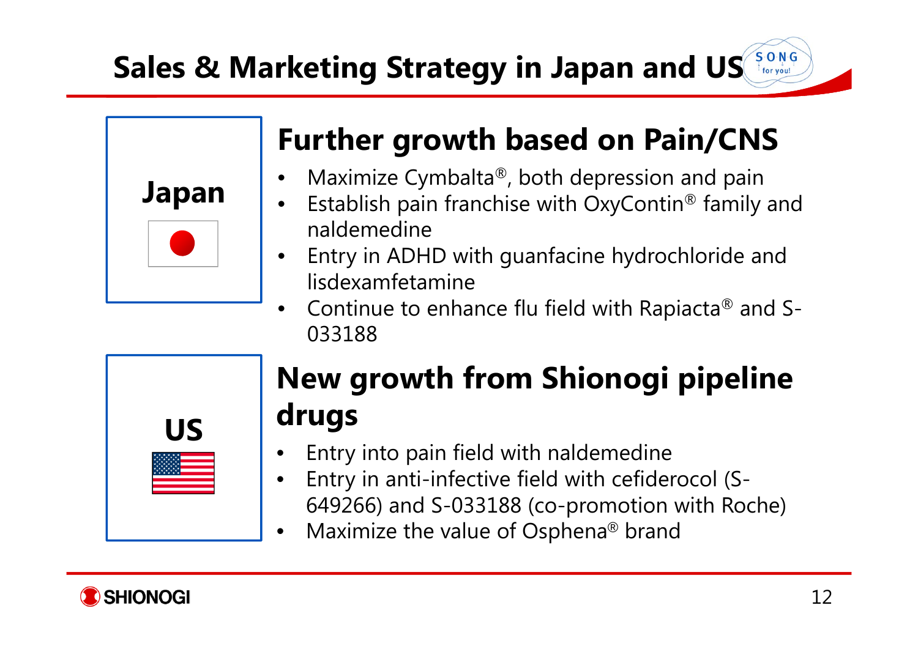# Sales & Marketing Strategy in Japan and US

## Japan

### Further growth based on Pain/CNS

- Maximize Cymbalta®, both depression and pain
- Establish pain franchise with OxyContin® family and naldemedine
- Entry in ADHD with guanfacine hydrochloride and lisdexamfetamine
- Continue to enhance flu field with Rapiacta® and S-033188

## US

### New growth from Shionogi pipeline drugs

- Entry into pain field with naldemedine
- Entry in anti-infective field with cefiderocol (S-649266) and S-033188 (co-promotion with Roche)
- Maximize the value of Osphena® brand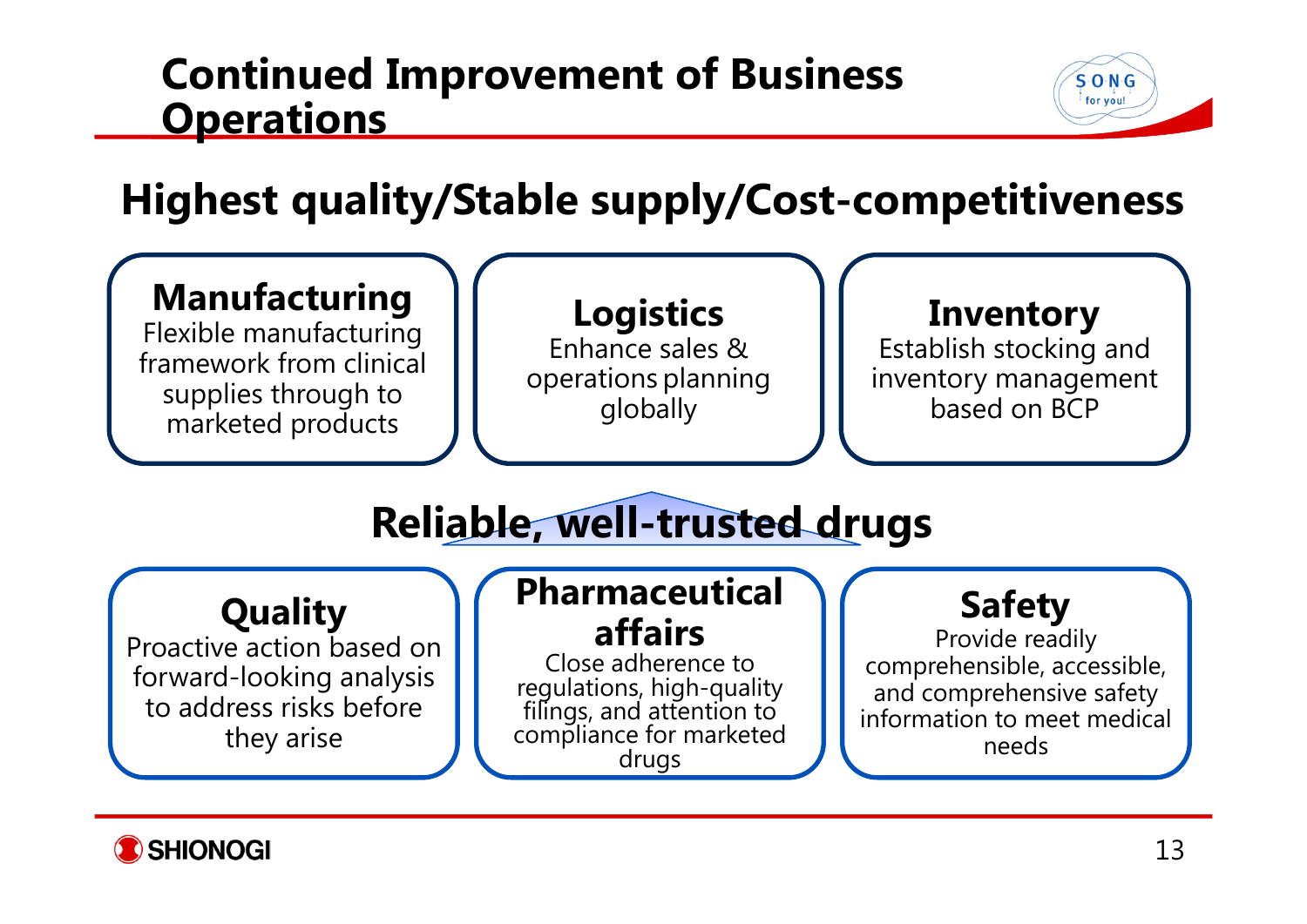# Continued Improvement of Business Operations

## Highest quality/Stable supply/Cost-competitiveness

**Manufacturing**
Flexible manufacturing framework from clinical supplies through to marketed products

**Logistics**
Enhance sales & operations planning globally

**Inventory**
Establish stocking and inventory management based on BCP

## Reliable, well-trusted drugs

**Quality**
Proactive action based on forward-looking analysis to address risks before they arise

**Pharmaceutical affairs**
Close adherence to regulations, high-quality filings, and attention to compliance for marketed drugs

**Safety**
Provide readily comprehensible, accessible, and comprehensive safety information to meet medical needs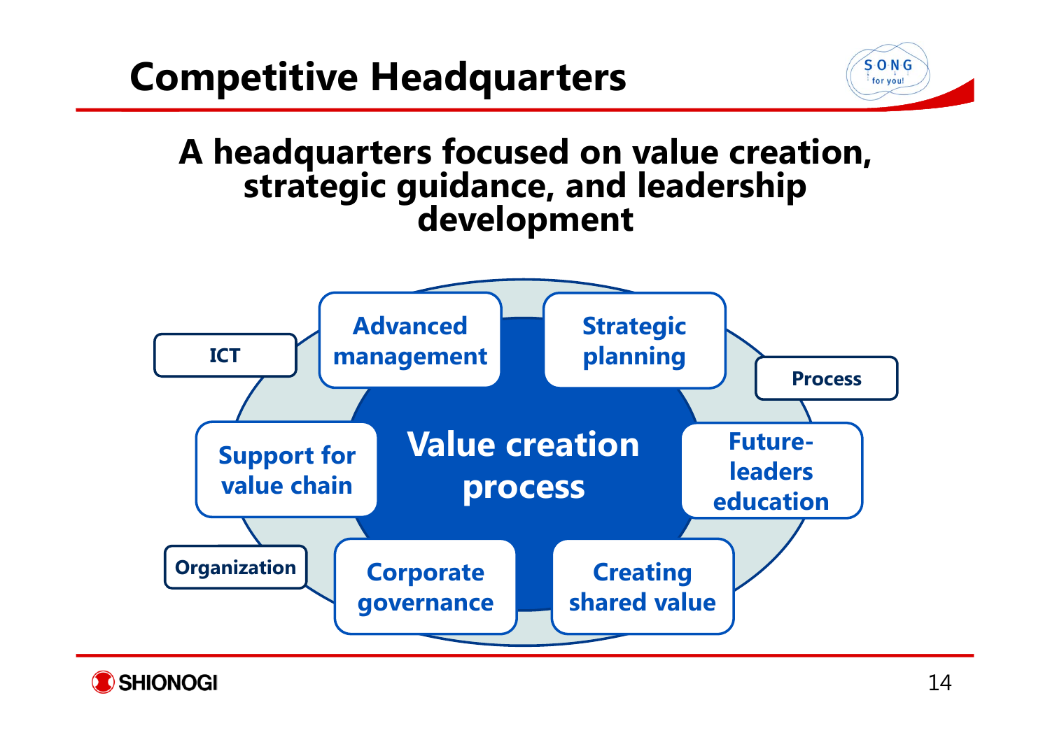# Competitive Headquarters

## A headquarters focused on value creation, strategic guidance, and leadership development

**Value creation process**

- Advanced management
- Strategic planning
- Future-leaders education
- Creating shared value
- Corporate governance
- Support for value chain

ICT

Process

Organization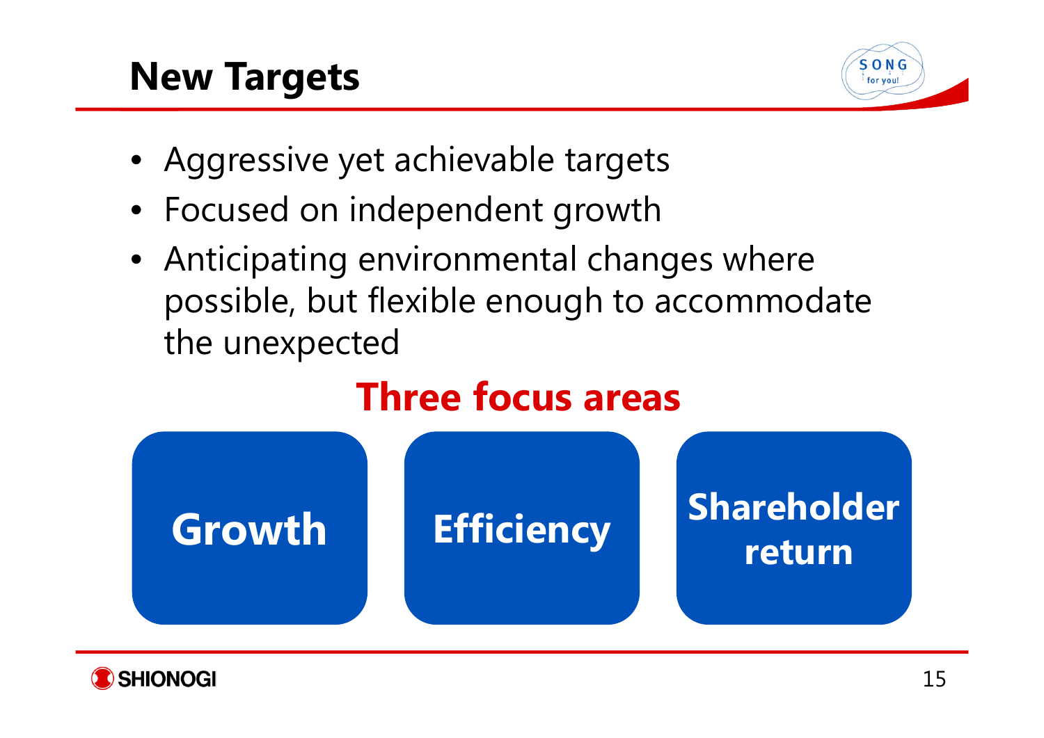# New Targets

- Aggressive yet achievable targets
- Focused on independent growth
- Anticipating environmental changes where possible, but flexible enough to accommodate the unexpected

## Three focus areas

**Growth**

**Efficiency**

**Shareholder return**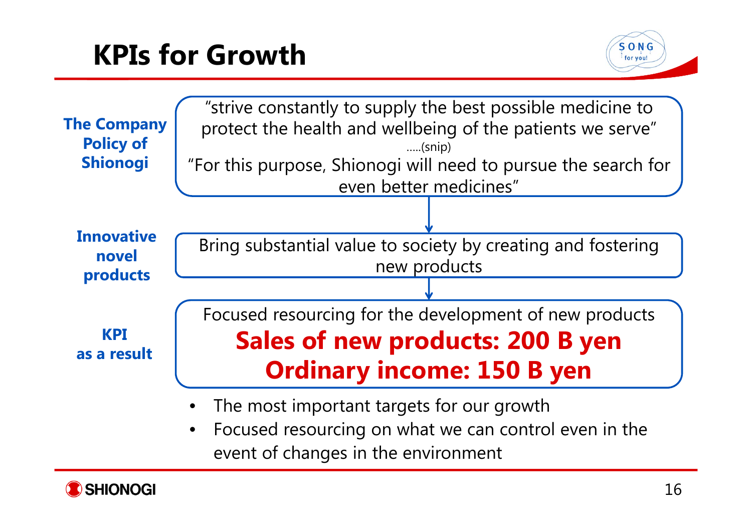# KPIs for Growth

**The Company Policy of Shionogi**

"strive constantly to supply the best possible medicine to protect the health and wellbeing of the patients we serve"

.....(snip)

"For this purpose, Shionogi will need to pursue the search for even better medicines"

**Innovative novel products**

Bring substantial value to society by creating and fostering new products

**KPI as a result**

Focused resourcing for the development of new products

**Sales of new products: 200 B yen**

**Ordinary income: 150 B yen**

- The most important targets for our growth
- Focused resourcing on what we can control even in the event of changes in the environment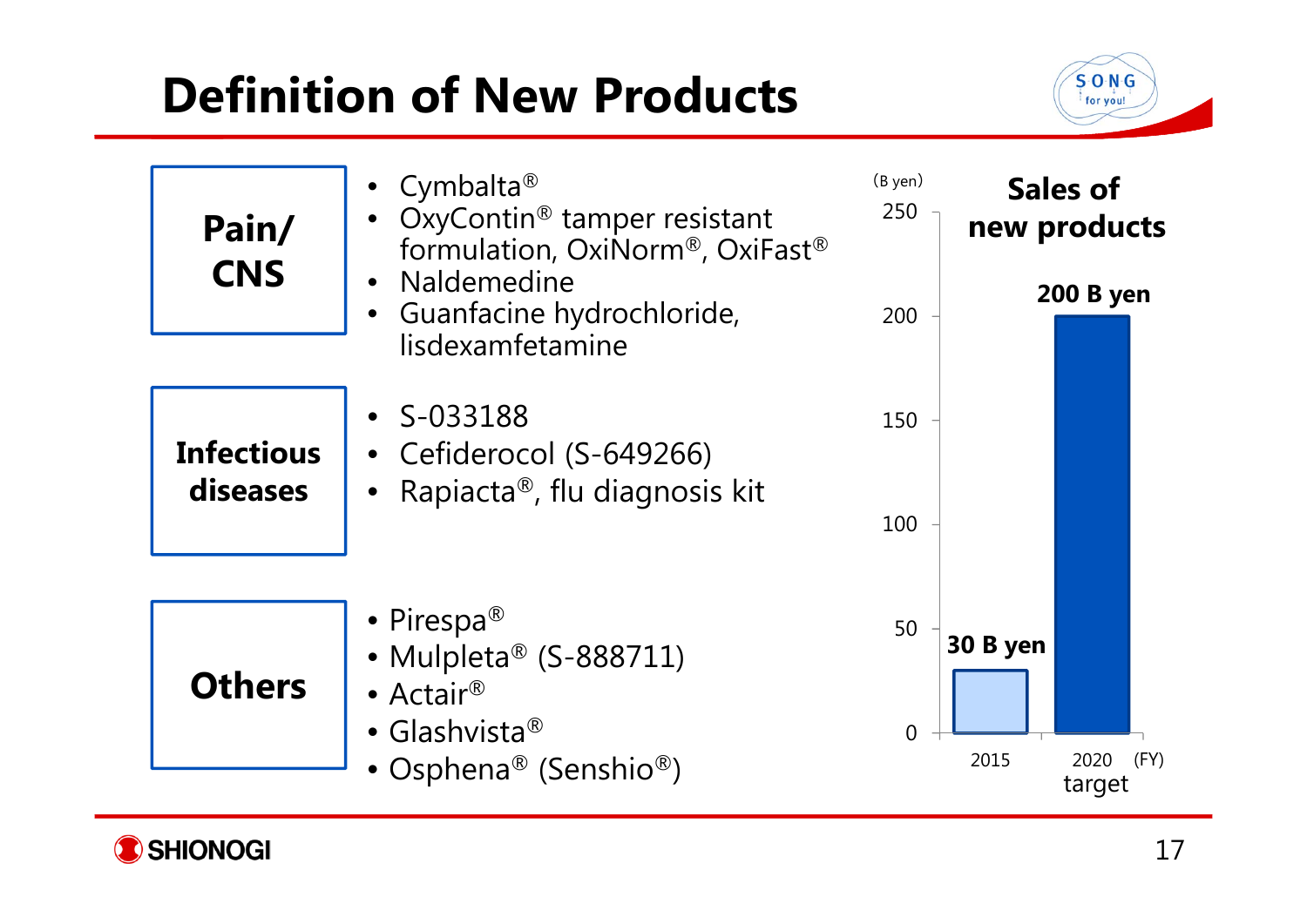# Definition of New Products

**Pain/ CNS**

- Cymbalta®
- OxyContin® tamper resistant formulation, OxiNorm®, OxiFast®
- Naldemedine
- Guanfacine hydrochloride, lisdexamfetamine

**Infectious diseases**

- S-033188
- Cefiderocol (S-649266)
- Rapiacta®, flu diagnosis kit

**Others**

- Pirespa®
- Mulpleta® (S-888711)
- Actair®
- Glashvista®
- Osphena® (Senshio®)

**Sales of new products**

(B yen)

| FY | Sales |
|---|---|
| 2015 | 30 B yen |
| 2020 target | 200 B yen |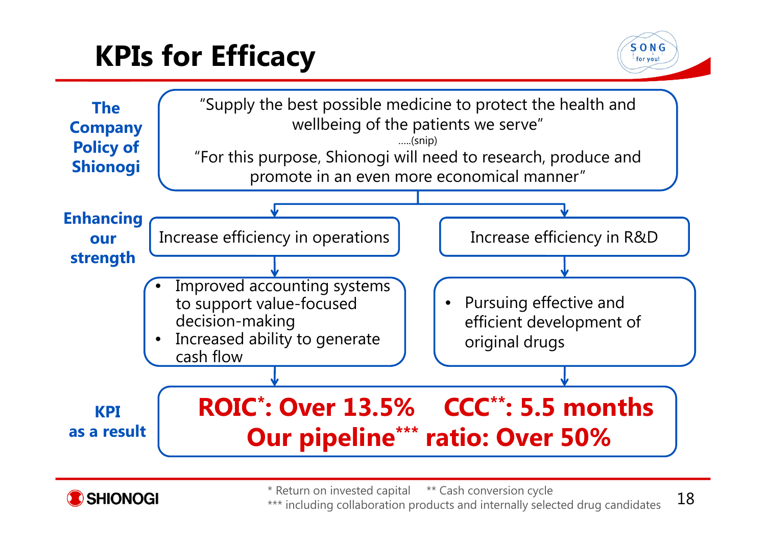# KPIs for Efficacy

**The Company Policy of Shionogi**

"Supply the best possible medicine to protect the health and wellbeing of the patients we serve"

.....(snip)

"For this purpose, Shionogi will need to research, produce and promote in an even more economical manner"

**Enhancing our strength**

Increase efficiency in operations

- Improved accounting systems to support value-focused decision-making
- Increased ability to generate cash flow

Increase efficiency in R&D

- Pursuing effective and efficient development of original drugs

**KPI as a result**

**ROIC*: Over 13.5%    CCC**: 5.5 months**

**Our pipeline*** ratio: Over 50%**

\* Return on invested capital    ** Cash conversion cycle

*** including collaboration products and internally selected drug candidates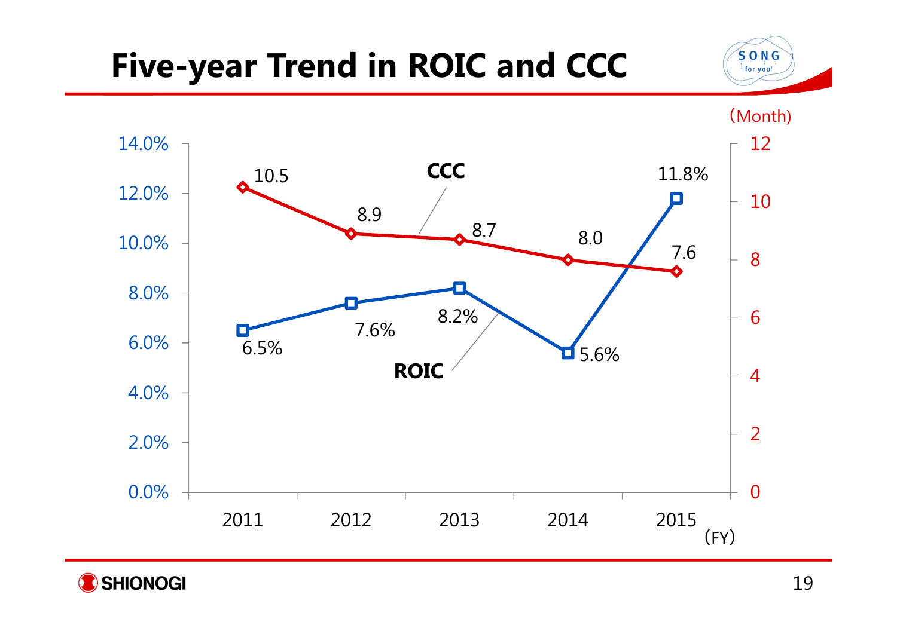# Five-year Trend in ROIC and CCC

| FY | 2011 | 2012 | 2013 | 2014 | 2015 |
| --- | --- | --- | --- | --- | --- |
| ROIC | 6.5% | 7.6% | 8.2% | 5.6% | 11.8% |
| CCC (Month) | 10.5 | 8.9 | 8.7 | 8.0 | 7.6 |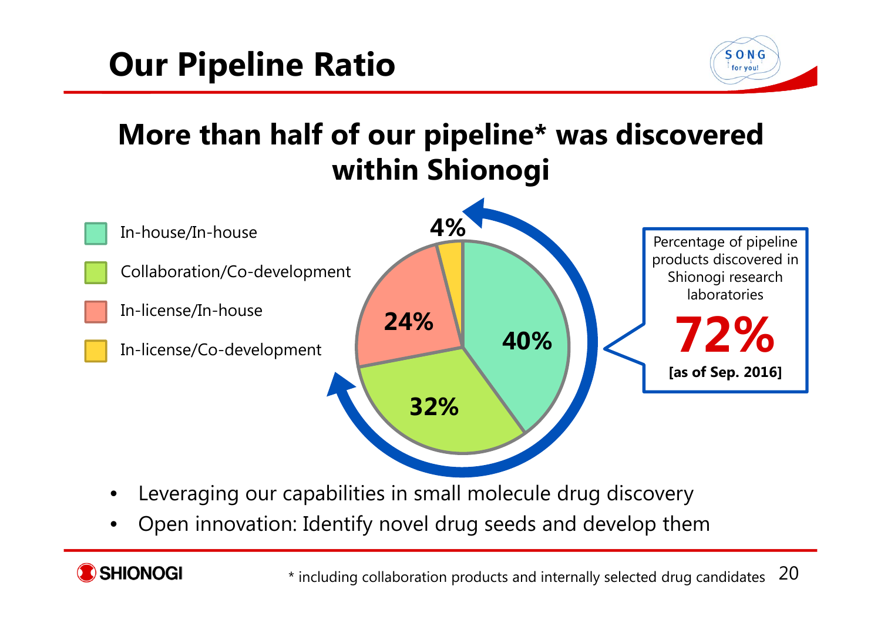# Our Pipeline Ratio

## More than half of our pipeline* was discovered within Shionogi

| Category | Percentage |
| --- | --- |
| In-house/In-house | 40% |
| Collaboration/Co-development | 32% |
| In-license/In-house | 24% |
| In-license/Co-development | 4% |

Percentage of pipeline products discovered in Shionogi research laboratories

**72%**

**[as of Sep. 2016]**

- Leveraging our capabilities in small molecule drug discovery
- Open innovation: Identify novel drug seeds and develop them

* including collaboration products and internally selected drug candidates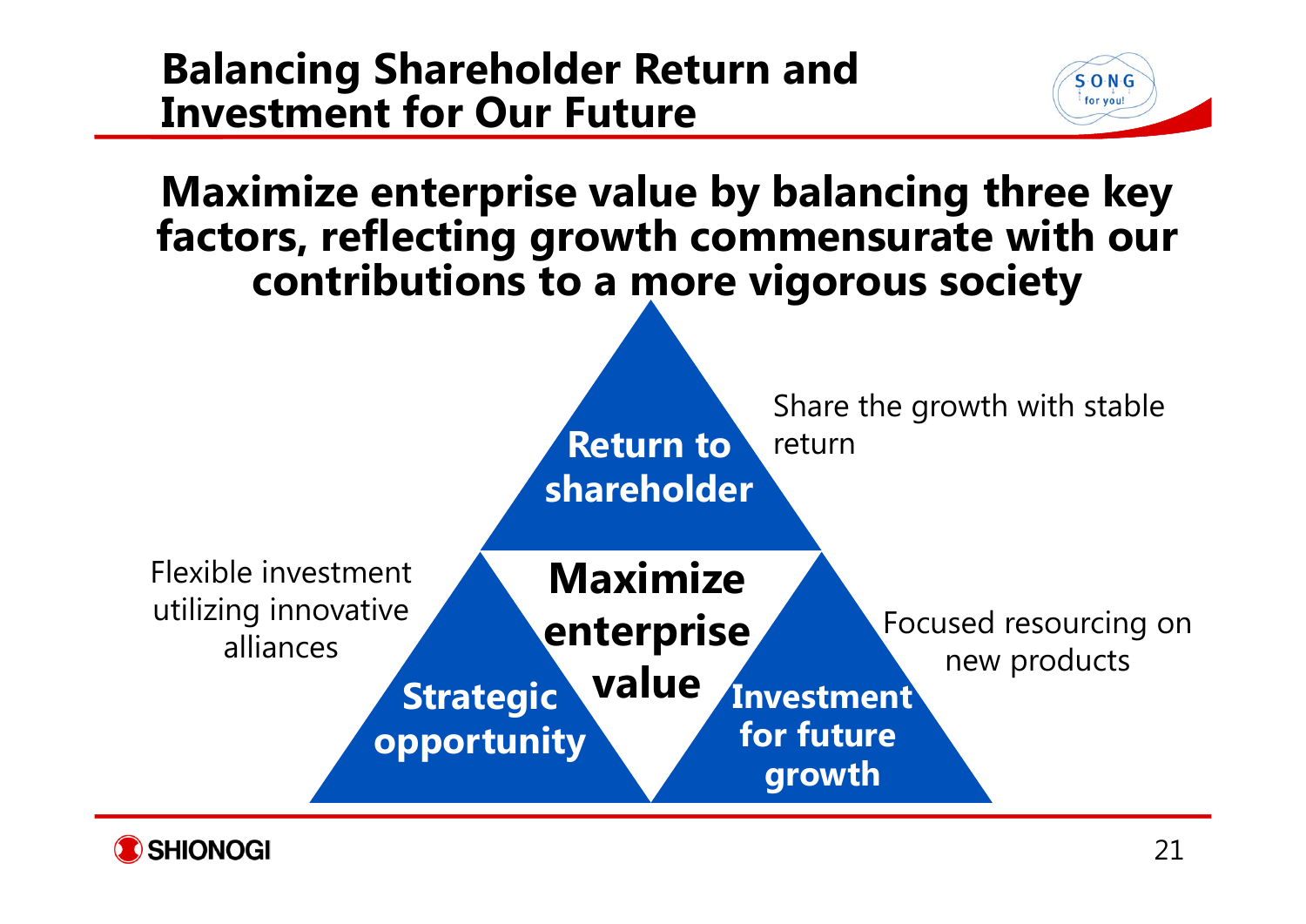# Balancing Shareholder Return and Investment for Our Future

## Maximize enterprise value by balancing three key factors, reflecting growth commensurate with our contributions to a more vigorous society

**Return to shareholder**

Share the growth with stable return

**Maximize enterprise value**

**Strategic opportunity**

Flexible investment utilizing innovative alliances

**Investment for future growth**

Focused resourcing on new products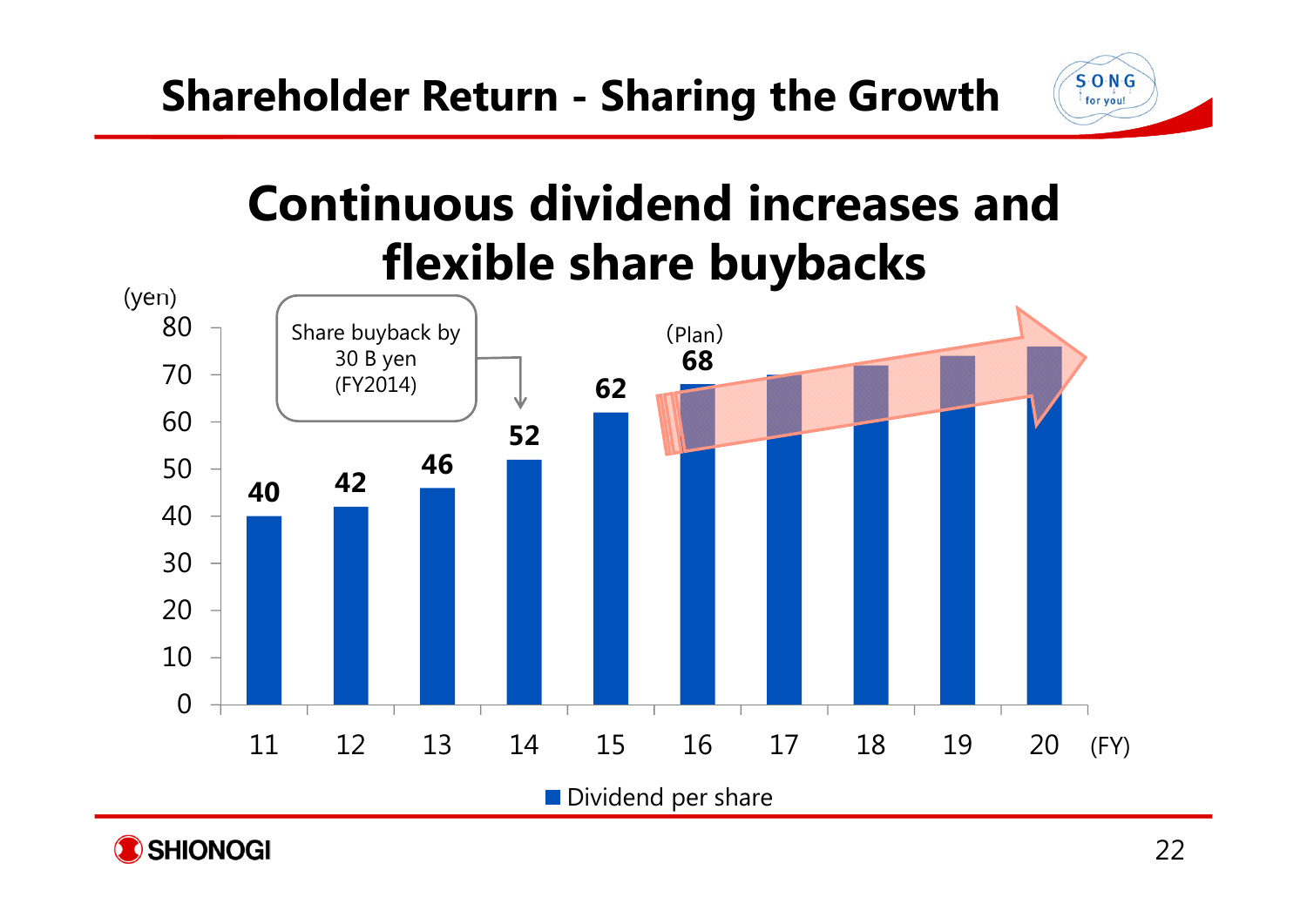# Shareholder Return - Sharing the Growth

## Continuous dividend increases and flexible share buybacks

(yen)

| FY | 11 | 12 | 13 | 14 | 15 | 16 (Plan) | 17 | 18 | 19 | 20 |
|---|---|---|---|---|---|---|---|---|---|---|
| Dividend per share | 40 | 42 | 46 | 52 | 62 | 68 | | | | |

Share buyback by 30 B yen (FY2014)

■ Dividend per share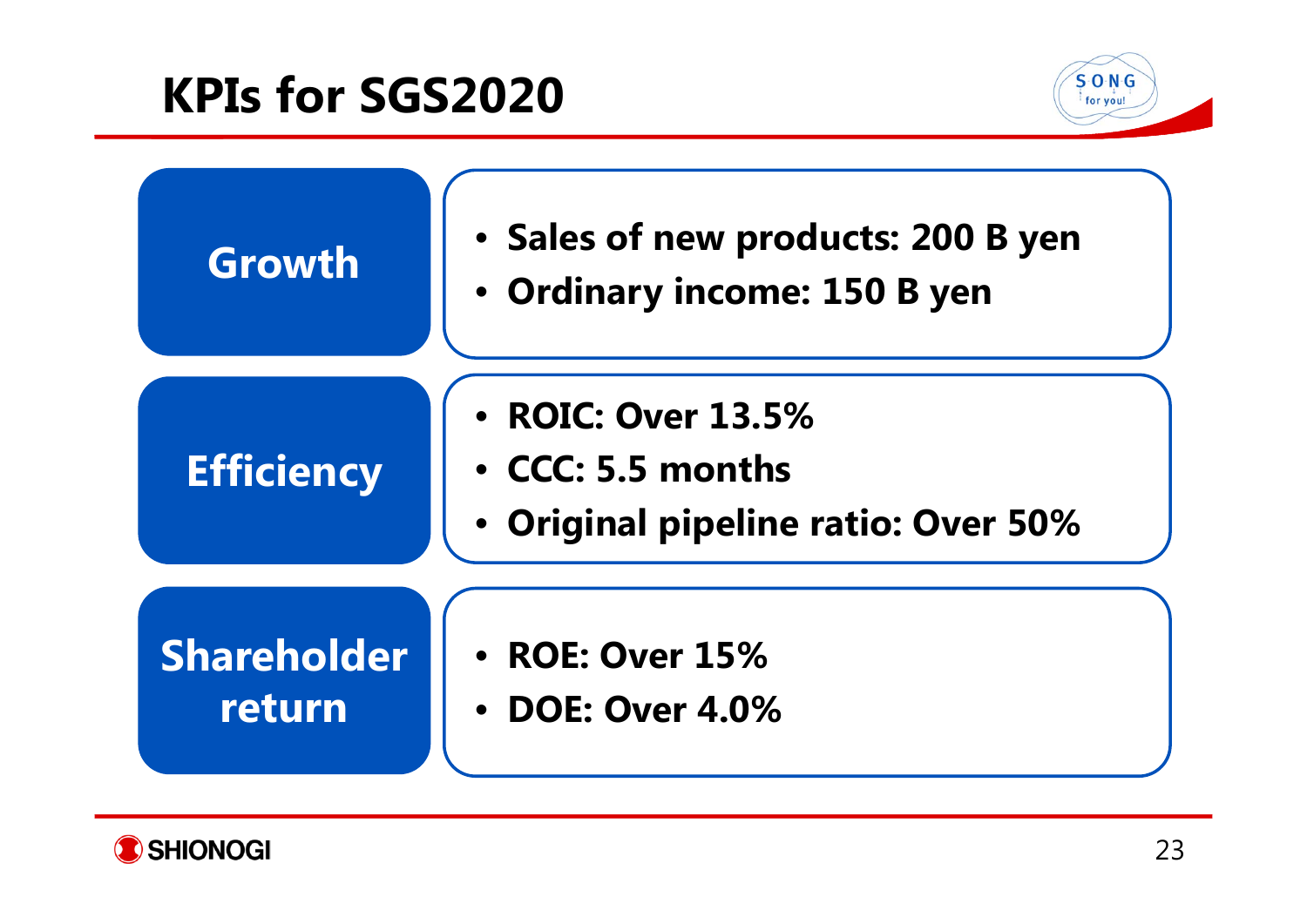# KPIs for SGS2020

**Growth**

- **Sales of new products: 200 B yen**
- **Ordinary income: 150 B yen**

**Efficiency**

- **ROIC: Over 13.5%**
- **CCC: 5.5 months**
- **Original pipeline ratio: Over 50%**

**Shareholder return**

- **ROE: Over 15%**
- **DOE: Over 4.0%**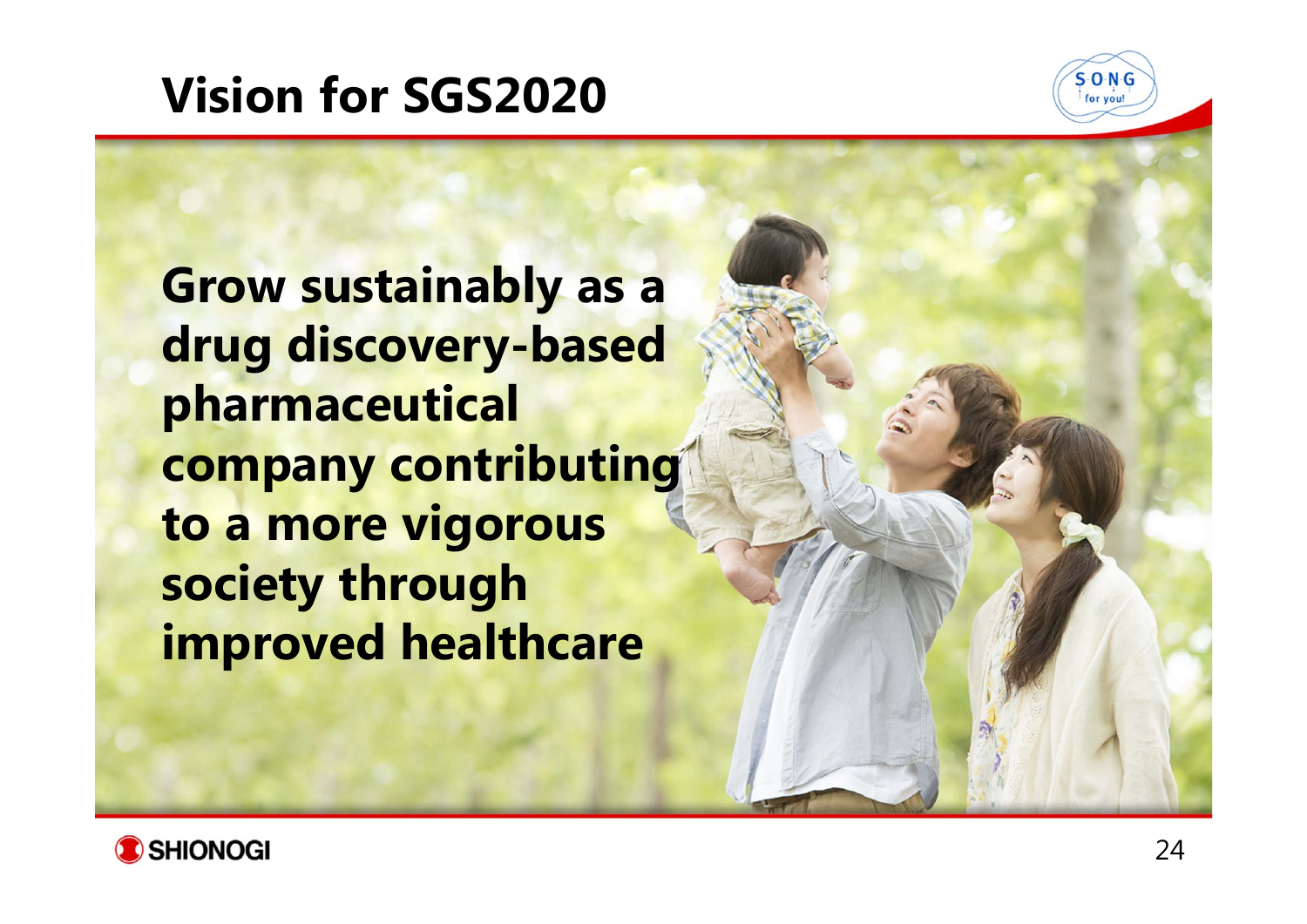# Vision for SGS2020

**Grow sustainably as a drug discovery-based pharmaceutical company contributing to a more vigorous society through improved healthcare**